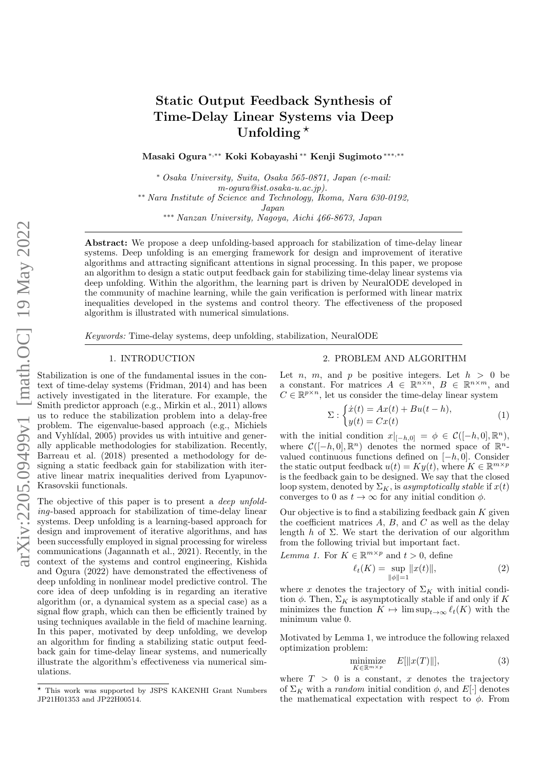# Static Output Feedback Synthesis of Time-Delay Linear Systems via Deep Unfolding *

**Masaki Ogura** [*,**] **Koki Kobayashi** [**] **Kenji Sugimoto** [***,**]

[*] *Osaka University, Suita, Osaka 565-0871, Japan (e-mail: m-ogura@ist.osaka-u.ac.jp).*
[**] *Nara Institute of Science and Technology, Ikoma, Nara 630-0192, Japan*
[***] *Nanzan University, Nagoya, Aichi 466-8673, Japan*

**Abstract:** We propose a deep unfolding-based approach for stabilization of time-delay linear systems. Deep unfolding is an emerging framework for design and improvement of iterative algorithms and attracting significant attentions in signal processing. In this paper, we propose an algorithm to design a static output feedback gain for stabilizing time-delay linear systems via deep unfolding. Within the algorithm, the learning part is driven by NeuralODE developed in the community of machine learning, while the gain verification is performed with linear matrix inequalities developed in the systems and control theory. The effectiveness of the proposed algorithm is illustrated with numerical simulations.

*Keywords:* Time-delay systems, deep unfolding, stabilization, NeuralODE

## 1. INTRODUCTION

Stabilization is one of the fundamental issues in the context of time-delay systems (Fridman, 2014) and has been actively investigated in the literature. For example, the Smith predictor approach (e.g., Mirkin et al., 2011) allows us to reduce the stabilization problem into a delay-free problem. The eigenvalue-based approach (e.g., Michiels and Vyhlídal, 2005) provides us with intuitive and generally applicable methodologies for stabilization. Recently, Barreau et al. (2018) presented a methodology for designing a static feedback gain for stabilization with iterative linear matrix inequalities derived from Lyapunov-Krasovskii functionals.

The objective of this paper is to present a *deep unfolding*-based approach for stabilization of time-delay linear systems. Deep unfolding is a learning-based approach for design and improvement of iterative algorithms, and has been successfully employed in signal processing for wireless communications (Jagannath et al., 2021). Recently, in the context of the systems and control engineering, Kishida and Ogura (2022) have demonstrated the effectiveness of deep unfolding in nonlinear model predictive control. The core idea of deep unfolding is in regarding an iterative algorithm (or, a dynamical system as a special case) as a signal flow graph, which can then be efficiently trained by using techniques available in the field of machine learning. In this paper, motivated by deep unfolding, we develop an algorithm for finding a stabilizing static output feedback gain for time-delay linear systems, and numerically illustrate the algorithm's effectiveness via numerical simulations.

## 2. PROBLEM AND ALGORITHM

Let $n$, $m$, and $p$ be positive integers. Let $h > 0$ be a constant. For matrices $A \in \mathbb{R}^{n\times n}$, $B \in \mathbb{R}^{n\times m}$, and $C \in \mathbb{R}^{p\times n}$, let us consider the time-delay linear system

$$\Sigma : \begin{cases} \dot{x}(t) = Ax(t) + Bu(t-h), \\ y(t) = Cx(t) \end{cases} \tag{1}$$

with the initial condition $x|_{[-h,0]} = \phi \in \mathcal{C}([-h,0],\mathbb{R}^n)$, where $\mathcal{C}([-h,0],\mathbb{R}^n)$ denotes the normed space of $\mathbb{R}^n$-valued continuous functions defined on $[-h,0]$. Consider the static output feedback $u(t) = Ky(t)$, where $K \in \mathbb{R}^{m\times p}$ is the feedback gain to be designed. We say that the closed loop system, denoted by $\Sigma_K$, is *asymptotically stable* if $x(t)$ converges to 0 as $t \to \infty$ for any initial condition $\phi$.

Our objective is to find a stabilizing feedback gain $K$ given the coefficient matrices $A$, $B$, and $C$ as well as the delay length $h$ of $\Sigma$. We start the derivation of our algorithm from the following trivial but important fact.

*Lemma 1.* For $K \in \mathbb{R}^{m\times p}$ and $t > 0$, define

$$\ell_t(K) = \sup_{\|\phi\|=1} \|x(t)\|, \tag{2}$$

where $x$ denotes the trajectory of $\Sigma_K$ with initial condition $\phi$. Then, $\Sigma_K$ is asymptotically stable if and only if $K$ minimizes the function $K \mapsto \limsup_{t\to\infty} \ell_t(K)$ with the minimum value 0.

Motivated by Lemma 1, we introduce the following relaxed optimization problem:

$$\underset{K\in\mathbb{R}^{m\times p}}{\text{minimize}} \quad E[\|x(T)\|], \tag{3}$$

where $T > 0$ is a constant, $x$ denotes the trajectory of $\Sigma_K$ with a *random* initial condition $\phi$, and $E[\cdot]$ denotes the mathematical expectation with respect to $\phi$. From

---

* This work was supported by JSPS KAKENHI Grant Numbers JP21H01353 and JP22H00514.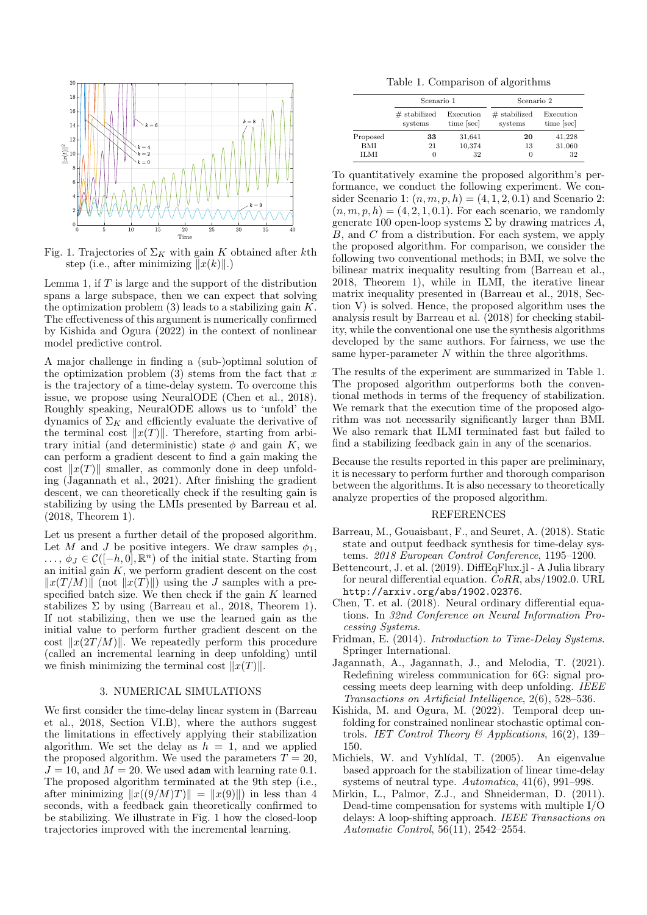20
18
16
14
12
10
8
6
4
2
0

0 5 10 15 20 25 30 35 40

Time

$\|x(t)\|^2$

$k=6$
$k=4$
$k=2$
$k=0$
$k=8$
$k=9$

Fig. 1. Trajectories of $\Sigma_K$ with gain $K$ obtained after $k$th step (i.e., after minimizing $\|x(k)\|$.)

Lemma 1, if $T$ is large and the support of the distribution spans a large subspace, then we can expect that solving the optimization problem (3) leads to a stabilizing gain $K$. The effectiveness of this argument is numerically confirmed by Kishida and Ogura (2022) in the context of nonlinear model predictive control.

A major challenge in finding a (sub-)optimal solution of the optimization problem (3) stems from the fact that $x$ is the trajectory of a time-delay system. To overcome this issue, we propose using NeuralODE (Chen et al., 2018). Roughly speaking, NeuralODE allows us to 'unfold' the dynamics of $\Sigma_K$ and efficiently evaluate the derivative of the terminal cost $\|x(T)\|$. Therefore, starting from arbitrary initial (and deterministic) state $\phi$ and gain $K$, we can perform a gradient descent to find a gain making the cost $\|x(T)\|$ smaller, as commonly done in deep unfolding (Jagannath et al., 2021). After finishing the gradient descent, we can theoretically check if the resulting gain is stabilizing by using the LMIs presented by Barreau et al. (2018, Theorem 1).

Let us present a further detail of the proposed algorithm. Let $M$ and $J$ be positive integers. We draw samples $\phi_1, \dots, \phi_J \in \mathcal{C}([-h, 0], \mathbb{R}^n)$ of the initial state. Starting from an initial gain $K$, we perform gradient descent on the cost $\|x(T/M)\|$ (not $\|x(T)\|$) using the $J$ samples with a prespecified batch size. We then check if the gain $K$ learned stabilizes $\Sigma$ by using (Barreau et al., 2018, Theorem 1). If not stabilizing, then we use the learned gain as the initial value to perform further gradient descent on the cost $\|x(2T/M)\|$. We repeatedly perform this procedure (called an incremental learning in deep unfolding) until we finish minimizing the terminal cost $\|x(T)\|$.

## 3. NUMERICAL SIMULATIONS

We first consider the time-delay linear system in (Barreau et al., 2018, Section VI.B), where the authors suggest the limitations in effectively applying their stabilization algorithm. We set the delay as $h = 1$, and we applied the proposed algorithm. We used the parameters $T = 20$, $J = 10$, and $M = 20$. We used `adam` with learning rate 0.1. The proposed algorithm terminated at the 9th step (i.e., after minimizing $\|x((9/M)T)\| = \|x(9)\|$) in less than 4 seconds, with a feedback gain theoretically confirmed to be stabilizing. We illustrate in Fig. 1 how the closed-loop trajectories improved with the incremental learning.

Table 1. Comparison of algorithms

| | Scenario 1 | | Scenario 2 | |
|---|---|---|---|---|
| | # stabilized systems | Execution time [sec] | # stabilized systems | Execution time [sec] |
| Proposed | **33** | 31,641 | **20** | 41,228 |
| BMI | 21 | 10,374 | 13 | 31,060 |
| ILMI | 0 | 32 | 0 | 32 |

To quantitatively examine the proposed algorithm's performance, we conduct the following experiment. We consider Scenario 1: $(n, m, p, h) = (4, 1, 2, 0.1)$ and Scenario 2: $(n, m, p, h) = (4, 2, 1, 0.1)$. For each scenario, we randomly generate 100 open-loop systems $\Sigma$ by drawing matrices $A$, $B$, and $C$ from a distribution. For each system, we apply the proposed algorithm. For comparison, we consider the following two conventional methods; in BMI, we solve the bilinear matrix inequality resulting from (Barreau et al., 2018, Theorem 1), while in ILMI, the iterative linear matrix inequality presented in (Barreau et al., 2018, Section V) is solved. Hence, the proposed algorithm uses the analysis result by Barreau et al. (2018) for checking stability, while the conventional one use the synthesis algorithms developed by the same authors. For fairness, we use the same hyper-parameter $N$ within the three algorithms.

The results of the experiment are summarized in Table 1. The proposed algorithm outperforms both the conventional methods in terms of the frequency of stabilization. We remark that the execution time of the proposed algorithm was not necessarily significantly larger than BMI. We also remark that ILMI terminated fast but failed to find a stabilizing feedback gain in any of the scenarios.

Because the results reported in this paper are preliminary, it is necessary to perform further and thorough comparison between the algorithms. It is also necessary to theoretically analyze properties of the proposed algorithm.

## REFERENCES

Barreau, M., Gouaisbaut, F., and Seuret, A. (2018). Static state and output feedback synthesis for time-delay systems. *2018 European Control Conference*, 1195–1200.

Bettencourt, J. et al. (2019). DiffEqFlux.jl - A Julia library for neural differential equation. *CoRR*, abs/1902.0. URL `http://arxiv.org/abs/1902.02376`.

Chen, T. et al. (2018). Neural ordinary differential equations. In *32nd Conference on Neural Information Processing Systems*.

Fridman, E. (2014). *Introduction to Time-Delay Systems*. Springer International.

Jagannath, A., Jagannath, J., and Melodia, T. (2021). Redefining wireless communication for 6G: signal processing meets deep learning with deep unfolding. *IEEE Transactions on Artificial Intelligence*, 2(6), 528–536.

Kishida, M. and Ogura, M. (2022). Temporal deep unfolding for constrained nonlinear stochastic optimal controls. *IET Control Theory & Applications*, 16(2), 139–150.

Michiels, W. and Vyhlídal, T. (2005). An eigenvalue based approach for the stabilization of linear time-delay systems of neutral type. *Automatica*, 41(6), 991–998.

Mirkin, L., Palmor, Z.J., and Shneiderman, D. (2011). Dead-time compensation for systems with multiple I/O delays: A loop-shifting approach. *IEEE Transactions on Automatic Control*, 56(11), 2542–2554.